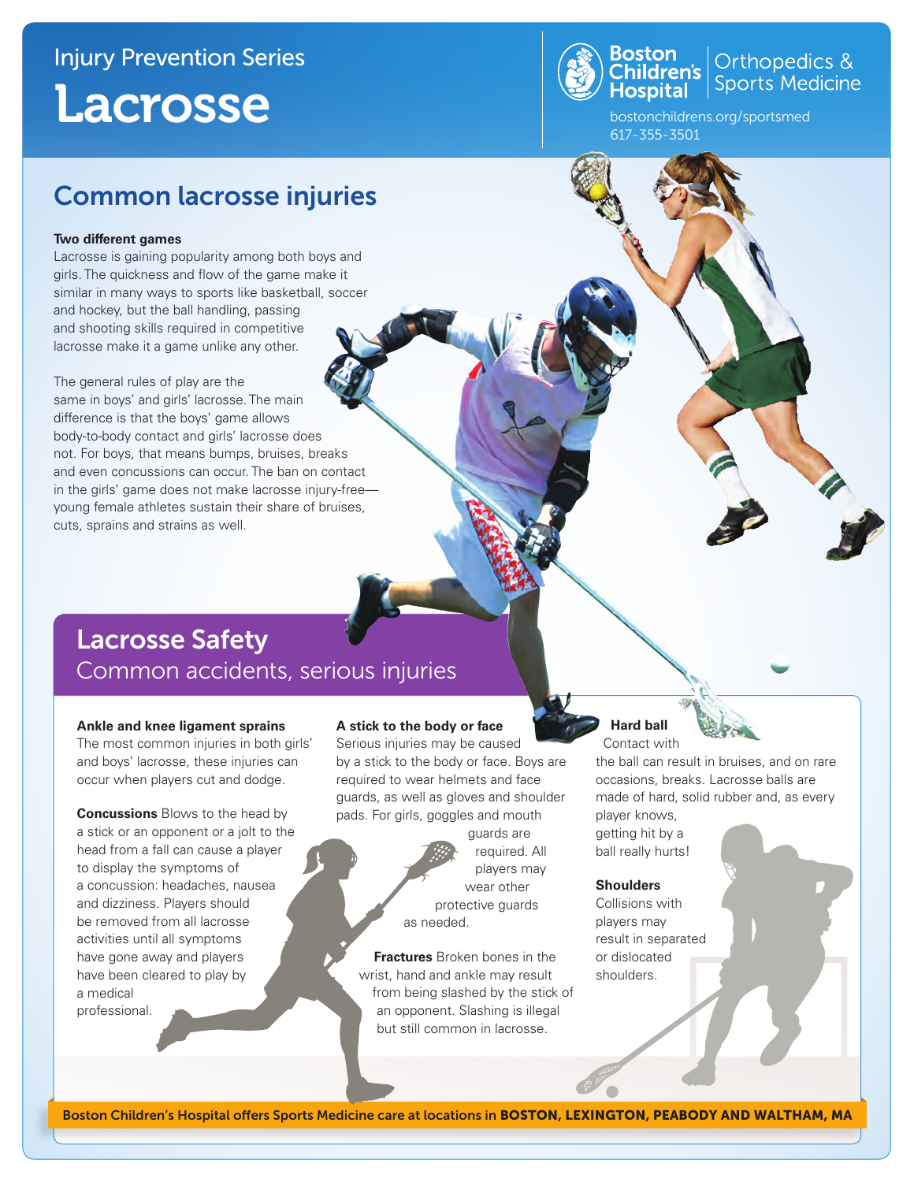Injury Prevention Series

# Lacrosse

Boston Children's Hospital | Orthopedics & Sports Medicine

bostonchildrens.org/sportsmed
617-355-3501

## Common lacrosse injuries

**Two different games**

Lacrosse is gaining popularity among both boys and girls. The quickness and flow of the game make it similar in many ways to sports like basketball, soccer and hockey, but the ball handling, passing and shooting skills required in competitive lacrosse make it a game unlike any other.

The general rules of play are the same in boys' and girls' lacrosse. The main difference is that the boys' game allows body-to-body contact and girls' lacrosse does not. For boys, that means bumps, bruises, breaks and even concussions can occur. The ban on contact in the girls' game does not make lacrosse injury-free—young female athletes sustain their share of bruises, cuts, sprains and strains as well.

## Lacrosse Safety

### Common accidents, serious injuries

**Ankle and knee ligament sprains**
The most common injuries in both girls' and boys' lacrosse, these injuries can occur when players cut and dodge.

**Concussions** Blows to the head by a stick or an opponent or a jolt to the head from a fall can cause a player to display the symptoms of a concussion: headaches, nausea and dizziness. Players should be removed from all lacrosse activities until all symptoms have gone away and players have been cleared to play by a medical professional.

**A stick to the body or face**
Serious injuries may be caused by a stick to the body or face. Boys are required to wear helmets and face guards, as well as gloves and shoulder pads. For girls, goggles and mouth guards are required. All players may wear other protective guards as needed.

**Fractures** Broken bones in the wrist, hand and ankle may result from being slashed by the stick of an opponent. Slashing is illegal but still common in lacrosse.

**Hard ball**
Contact with the ball can result in bruises, and on rare occasions, breaks. Lacrosse balls are made of hard, solid rubber and, as every player knows, getting hit by a ball really hurts!

**Shoulders**
Collisions with players may result in separated or dislocated shoulders.

Boston Children's Hospital offers Sports Medicine care at locations in **BOSTON, LEXINGTON, PEABODY AND WALTHAM, MA**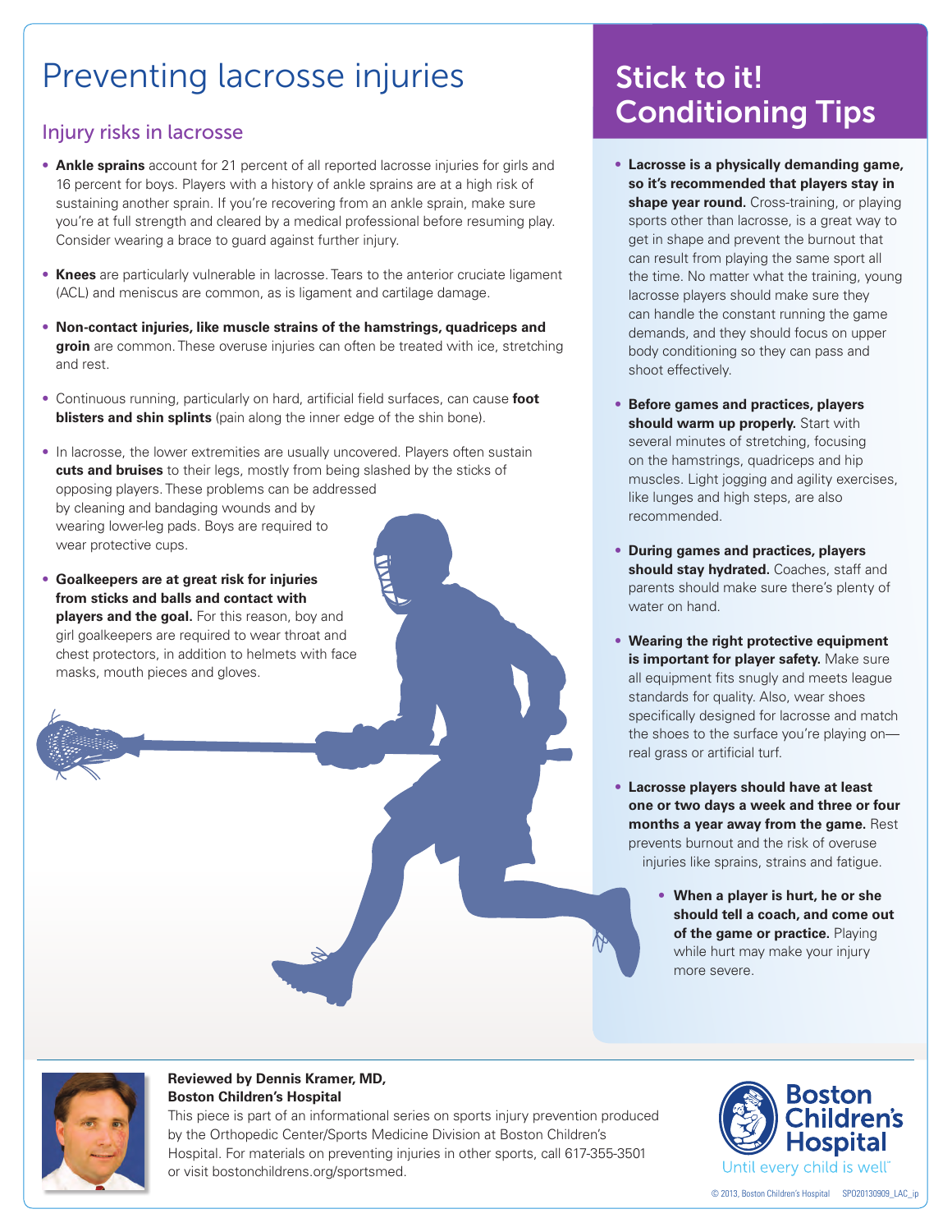# Preventing lacrosse injuries

## Injury risks in lacrosse

- **Ankle sprains** account for 21 percent of all reported lacrosse injuries for girls and 16 percent for boys. Players with a history of ankle sprains are at a high risk of sustaining another sprain. If you're recovering from an ankle sprain, make sure you're at full strength and cleared by a medical professional before resuming play. Consider wearing a brace to guard against further injury.

- **Knees** are particularly vulnerable in lacrosse. Tears to the anterior cruciate ligament (ACL) and meniscus are common, as is ligament and cartilage damage.

- **Non-contact injuries, like muscle strains of the hamstrings, quadriceps and groin** are common. These overuse injuries can often be treated with ice, stretching and rest.

- Continuous running, particularly on hard, artificial field surfaces, can cause **foot blisters and shin splints** (pain along the inner edge of the shin bone).

- In lacrosse, the lower extremities are usually uncovered. Players often sustain **cuts and bruises** to their legs, mostly from being slashed by the sticks of opposing players. These problems can be addressed by cleaning and bandaging wounds and by wearing lower-leg pads. Boys are required to wear protective cups.

- **Goalkeepers are at great risk for injuries from sticks and balls and contact with players and the goal.** For this reason, boy and girl goalkeepers are required to wear throat and chest protectors, in addition to helmets with face masks, mouth pieces and gloves.

## Stick to it! Conditioning Tips

- **Lacrosse is a physically demanding game, so it's recommended that players stay in shape year round.** Cross-training, or playing sports other than lacrosse, is a great way to get in shape and prevent the burnout that can result from playing the same sport all the time. No matter what the training, young lacrosse players should make sure they can handle the constant running the game demands, and they should focus on upper body conditioning so they can pass and shoot effectively.

- **Before games and practices, players should warm up properly.** Start with several minutes of stretching, focusing on the hamstrings, quadriceps and hip muscles. Light jogging and agility exercises, like lunges and high steps, are also recommended.

- **During games and practices, players should stay hydrated.** Coaches, staff and parents should make sure there's plenty of water on hand.

- **Wearing the right protective equipment is important for player safety.** Make sure all equipment fits snugly and meets league standards for quality. Also, wear shoes specifically designed for lacrosse and match the shoes to the surface you're playing on—real grass or artificial turf.

- **Lacrosse players should have at least one or two days a week and three or four months a year away from the game.** Rest prevents burnout and the risk of overuse injuries like sprains, strains and fatigue.

- **When a player is hurt, he or she should tell a coach, and come out of the game or practice.** Playing while hurt may make your injury more severe.

**Reviewed by Dennis Kramer, MD, Boston Children's Hospital**

This piece is part of an informational series on sports injury prevention produced by the Orthopedic Center/Sports Medicine Division at Boston Children's Hospital. For materials on preventing injuries in other sports, call 617-355-3501 or visit bostonchildrens.org/sportsmed.

Boston Children's Hospital

Until every child is well℠

© 2013, Boston Children's Hospital SPO20130909_LAC_ip